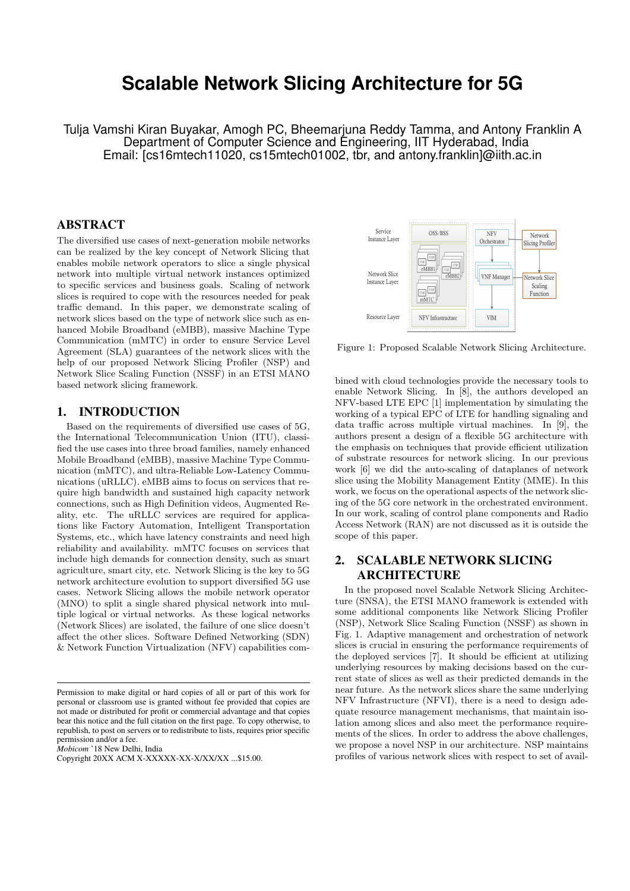# Scalable Network Slicing Architecture for 5G

Tulja Vamshi Kiran Buyakar, Amogh PC, Bheemarjuna Reddy Tamma, and Antony Franklin A
Department of Computer Science and Engineering, IIT Hyderabad, India
Email: [cs16mtech11020, cs15mtech01002, tbr, and antony.franklin]@iith.ac.in

## ABSTRACT

The diversified use cases of next-generation mobile networks can be realized by the key concept of Network Slicing that enables mobile network operators to slice a single physical network into multiple virtual network instances optimized to specific services and business goals. Scaling of network slices is required to cope with the resources needed for peak traffic demand. In this paper, we demonstrate scaling of network slices based on the type of network slice such as enhanced Mobile Broadband (eMBB), massive Machine Type Communication (mMTC) in order to ensure Service Level Agreement (SLA) guarantees of the network slices with the help of our proposed Network Slicing Profiler (NSP) and Network Slice Scaling Function (NSSF) in an ETSI MANO based network slicing framework.

## 1. INTRODUCTION

Based on the requirements of diversified use cases of 5G, the International Telecommunication Union (ITU), classified the use cases into three broad families, namely enhanced Mobile Broadband (eMBB), massive Machine Type Communication (mMTC), and ultra-Reliable Low-Latency Communications (uRLLC). eMBB aims to focus on services that require high bandwidth and sustained high capacity network connections, such as High Definition videos, Augmented Reality, etc. The uRLLC services are required for applications like Factory Automation, Intelligent Transportation Systems, etc., which have latency constraints and need high reliability and availability. mMTC focuses on services that include high demands for connection density, such as smart agriculture, smart city, etc. Network Slicing is the key to 5G network architecture evolution to support diversified 5G use cases. Network Slicing allows the mobile network operator (MNO) to split a single shared physical network into multiple logical or virtual networks. As these logical networks (Network Slices) are isolated, the failure of one slice doesn't affect the other slices. Software Defined Networking (SDN) & Network Function Virtualization (NFV) capabilities combined with cloud technologies provide the necessary tools to enable Network Slicing. In [8], the authors developed an NFV-based LTE EPC [1] implementation by simulating the working of a typical EPC of LTE for handling signaling and data traffic across multiple virtual machines. In [9], the authors present a design of a flexible 5G architecture with the emphasis on techniques that provide efficient utilization of substrate resources for network slicing. In our previous work [6] we did the auto-scaling of dataplanes of network slice using the Mobility Management Entity (MME). In this work, we focus on the operational aspects of the network slicing of the 5G core network in the orchestrated environment. In our work, scaling of control plane components and Radio Access Network (RAN) are not discussed as it is outside the scope of this paper.

Permission to make digital or hard copies of all or part of this work for personal or classroom use is granted without fee provided that copies are not made or distributed for profit or commercial advantage and that copies bear this notice and the full citation on the first page. To copy otherwise, to republish, to post on servers or to redistribute to lists, requires prior specific permission and/or a fee.
*Mobicom* '18 New Delhi, India
Copyright 20XX ACM X-XXXXX-XX-X/XX/XX ...$15.00.

Figure 1: Proposed Scalable Network Slicing Architecture.

## 2. SCALABLE NETWORK SLICING ARCHITECTURE

In the proposed novel Scalable Network Slicing Architecture (SNSA), the ETSI MANO framework is extended with some additional components like Network Slicing Profiler (NSP), Network Slice Scaling Function (NSSF) as shown in Fig. 1. Adaptive management and orchestration of network slices is crucial in ensuring the performance requirements of the deployed services [7]. It should be efficient at utilizing underlying resources by making decisions based on the current state of slices as well as their predicted demands in the near future. As the network slices share the same underlying NFV Infrastructure (NFVI), there is a need to design adequate resource management mechanisms, that maintain isolation among slices and also meet the performance requirements of the slices. In order to address the above challenges, we propose a novel NSP in our architecture. NSP maintains profiles of various network slices with respect to set of avail-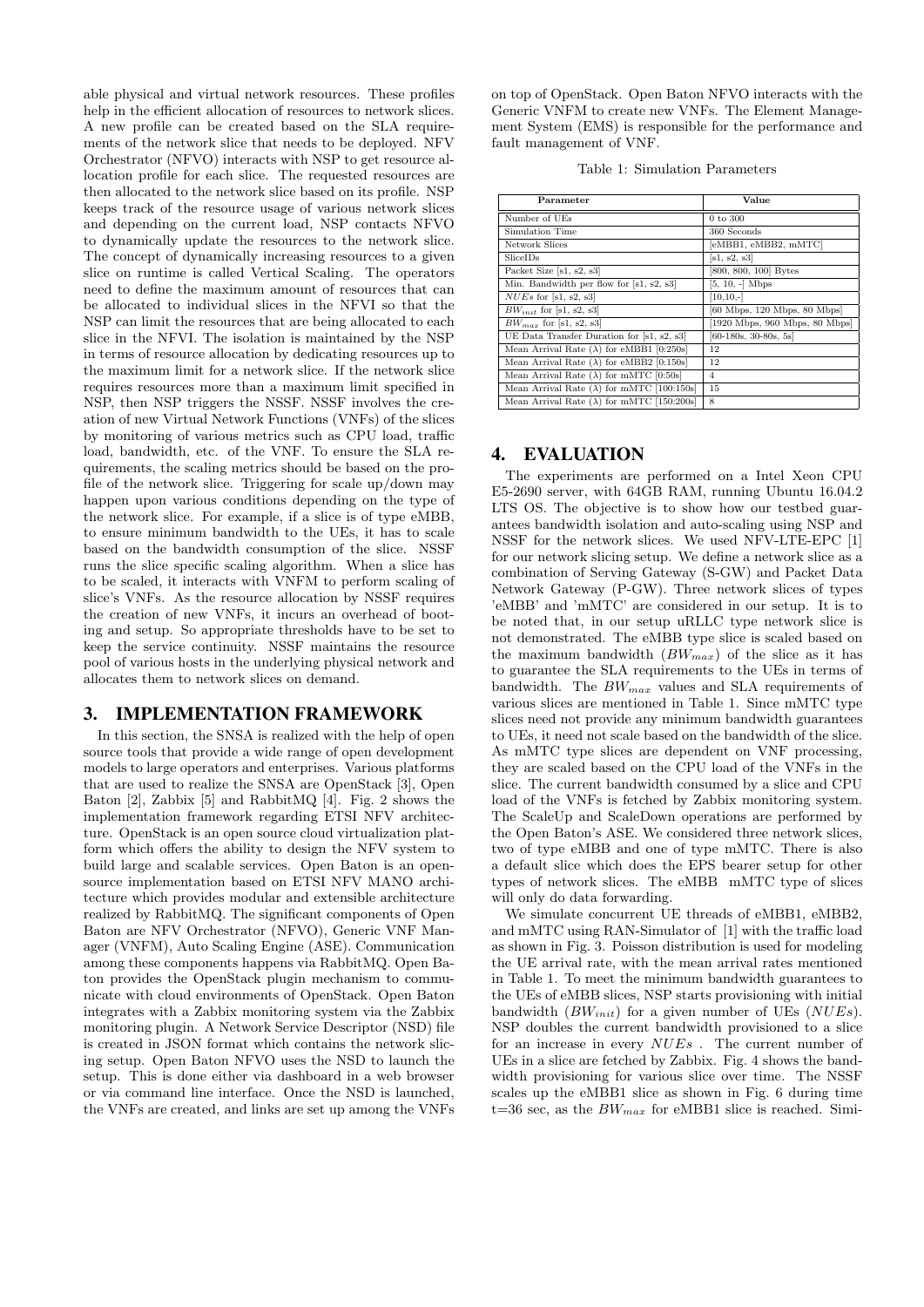able physical and virtual network resources. These profiles help in the efficient allocation of resources to network slices. A new profile can be created based on the SLA requirements of the network slice that needs to be deployed. NFV Orchestrator (NFVO) interacts with NSP to get resource allocation profile for each slice. The requested resources are then allocated to the network slice based on its profile. NSP keeps track of the resource usage of various network slices and depending on the current load, NSP contacts NFVO to dynamically update the resources to the network slice. The concept of dynamically increasing resources to a given slice on runtime is called Vertical Scaling. The operators need to define the maximum amount of resources that can be allocated to individual slices in the NFVI so that the NSP can limit the resources that are being allocated to each slice in the NFVI. The isolation is maintained by the NSP in terms of resource allocation by dedicating resources up to the maximum limit for a network slice. If the network slice requires resources more than a maximum limit specified in NSP, then NSP triggers the NSSF. NSSF involves the creation of new Virtual Network Functions (VNFs) of the slices by monitoring of various metrics such as CPU load, traffic load, bandwidth, etc. of the VNF. To ensure the SLA requirements, the scaling metrics should be based on the profile of the network slice. Triggering for scale up/down may happen upon various conditions depending on the type of the network slice. For example, if a slice is of type eMBB, to ensure minimum bandwidth to the UEs, it has to scale based on the bandwidth consumption of the slice. NSSF runs the slice specific scaling algorithm. When a slice has to be scaled, it interacts with VNFM to perform scaling of slice's VNFs. As the resource allocation by NSSF requires the creation of new VNFs, it incurs an overhead of booting and setup. So appropriate thresholds have to be set to keep the service continuity. NSSF maintains the resource pool of various hosts in the underlying physical network and allocates them to network slices on demand.

## 3. IMPLEMENTATION FRAMEWORK

In this section, the SNSA is realized with the help of open source tools that provide a wide range of open development models to large operators and enterprises. Various platforms that are used to realize the SNSA are OpenStack [3], Open Baton [2], Zabbix [5] and RabbitMQ [4]. Fig. 2 shows the implementation framework regarding ETSI NFV architecture. OpenStack is an open source cloud virtualization platform which offers the ability to design the NFV system to build large and scalable services. Open Baton is an open-source implementation based on ETSI NFV MANO architecture which provides modular and extensible architecture realized by RabbitMQ. The significant components of Open Baton are NFV Orchestrator (NFVO), Generic VNF Manager (VNFM), Auto Scaling Engine (ASE). Communication among these components happens via RabbitMQ. Open Baton provides the OpenStack plugin mechanism to communicate with cloud environments of OpenStack. Open Baton integrates with a Zabbix monitoring system via the Zabbix monitoring plugin. A Network Service Descriptor (NSD) file is created in JSON format which contains the network slicing setup. Open Baton NFVO uses the NSD to launch the setup. This is done either via dashboard in a web browser or via command line interface. Once the NSD is launched, the VNFs are created, and links are set up among the VNFs on top of OpenStack. Open Baton NFVO interacts with the Generic VNFM to create new VNFs. The Element Management System (EMS) is responsible for the performance and fault management of VNF.

Table 1: Simulation Parameters

| Parameter | Value |
|---|---|
| Number of UEs | 0 to 300 |
| Simulation Time | 360 Seconds |
| Network Slices | [eMBB1, eMBB2, mMTC] |
| SliceIDs | [s1, s2, s3] |
| Packet Size [s1, s2, s3] | [800, 800, 100] Bytes |
| Min. Bandwidth per flow for [s1, s2, s3] | [5, 10, -] Mbps |
| $NUEs$ for [s1, s2, s3] | [10,10,-] |
| $BW_{init}$ for [s1, s2, s3] | [60 Mbps, 120 Mbps, 80 Mbps] |
| $BW_{max}$ for [s1, s2, s3] | [1920 Mbps, 960 Mbps, 80 Mbps] |
| UE Data Transfer Duration for [s1, s2, s3] | [60-180s, 30-80s, 5s] |
| Mean Arrival Rate ($\lambda$) for eMBB1 [0:250s] | 12 |
| Mean Arrival Rate ($\lambda$) for eMBB2 [0:150s] | 12 |
| Mean Arrival Rate ($\lambda$) for mMTC [0:50s] | 4 |
| Mean Arrival Rate ($\lambda$) for mMTC [100:150s] | 15 |
| Mean Arrival Rate ($\lambda$) for mMTC [150:200s] | 8 |

## 4. EVALUATION

The experiments are performed on a Intel Xeon CPU E5-2690 server, with 64GB RAM, running Ubuntu 16.04.2 LTS OS. The objective is to show how our testbed guarantees bandwidth isolation and auto-scaling using NSP and NSSF for the network slices. We used NFV-LTE-EPC [1] for our network slicing setup. We define a network slice as a combination of Serving Gateway (S-GW) and Packet Data Network Gateway (P-GW). Three network slices of types 'eMBB' and 'mMTC' are considered in our setup. It is to be noted that, in our setup uRLLC type network slice is not demonstrated. The eMBB type slice is scaled based on the maximum bandwidth ($BW_{max}$) of the slice as it has to guarantee the SLA requirements to the UEs in terms of bandwidth. The $BW_{max}$ values and SLA requirements of various slices are mentioned in Table 1. Since mMTC type slices need not provide any minimum bandwidth guarantees to UEs, it need not scale based on the bandwidth of the slice. As mMTC type slices are dependent on VNF processing, they are scaled based on the CPU load of the VNFs in the slice. The current bandwidth consumed by a slice and CPU load of the VNFs is fetched by Zabbix monitoring system. The ScaleUp and ScaleDown operations are performed by the Open Baton's ASE. We considered three network slices, two of type eMBB and one of type mMTC. There is also a default slice which does the EPS bearer setup for other types of network slices. The eMBB mMTC type of slices will only do data forwarding.

We simulate concurrent UE threads of eMBB1, eMBB2, and mMTC using RAN-Simulator of [1] with the traffic load as shown in Fig. 3. Poisson distribution is used for modeling the UE arrival rate, with the mean arrival rates mentioned in Table 1. To meet the minimum bandwidth guarantees to the UEs of eMBB slices, NSP starts provisioning with initial bandwidth ($BW_{init}$) for a given number of UEs ($NUEs$). NSP doubles the current bandwidth provisioned to a slice for an increase in every $NUEs$ . The current number of UEs in a slice are fetched by Zabbix. Fig. 4 shows the bandwidth provisioning for various slice over time. The NSSF scales up the eMBB1 slice as shown in Fig. 6 during time t=36 sec, as the $BW_{max}$ for eMBB1 slice is reached. Simi-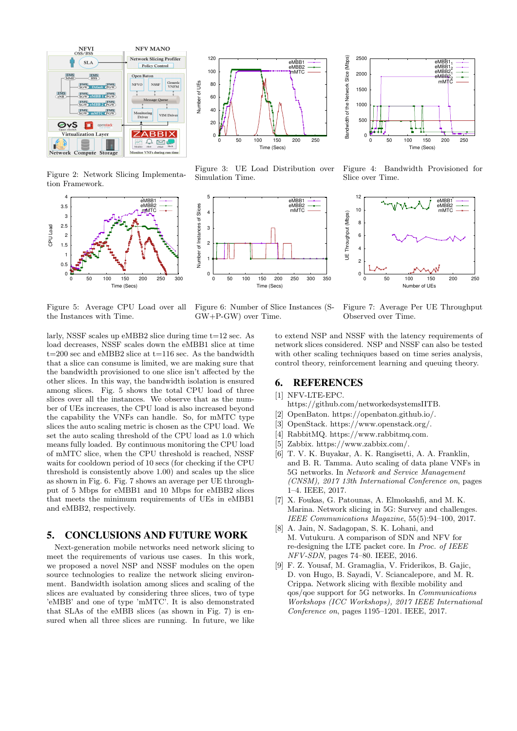Figure 2: Network Slicing Implementation Framework.

Figure 3: UE Load Distribution over Simulation Time.

Figure 4: Bandwidth Provisioned for Slice over Time.

Figure 5: Average CPU Load over all the Instances with Time.

Figure 6: Number of Slice Instances (S-GW+P-GW) over Time.

Figure 7: Average Per UE Throughput Observed over Time.

larly, NSSF scales up eMBB2 slice during time t=12 sec. As load decreases, NSSF scales down the eMBB1 slice at time t=200 sec and eMBB2 slice at t=116 sec. As the bandwidth that a slice can consume is limited, we are making sure that the bandwidth provisioned to one slice isn't affected by the other slices. In this way, the bandwidth isolation is ensured among slices. Fig. 5 shows the total CPU load of three slices over all the instances. We observe that as the number of UEs increases, the CPU load is also increased beyond the capability the VNFs can handle. So, for mMTC type slices the auto scaling metric is chosen as the CPU load. We set the auto scaling threshold of the CPU load as 1.0 which means fully loaded. By continuous monitoring the CPU load of mMTC slice, when the CPU threshold is reached, NSSF waits for cooldown period of 10 secs (for checking if the CPU threshold is consistently above 1.00) and scales up the slice as shown in Fig. 6. Fig. 7 shows an average per UE throughput of 5 Mbps for eMBB1 and 10 Mbps for eMBB2 slices that meets the minimum requirements of UEs in eMBB1 and eMBB2, respectively.

## 5. CONCLUSIONS AND FUTURE WORK

Next-generation mobile networks need network slicing to meet the requirements of various use cases. In this work, we proposed a novel NSP and NSSF modules on the open source technologies to realize the network slicing environment. Bandwidth isolation among slices and scaling of the slices are evaluated by considering three slices, two of type 'eMBB' and one of type 'mMTC'. It is also demonstrated that SLAs of the eMBB slices (as shown in Fig. 7) is ensured when all three slices are running. In future, we like to extend NSP and NSSF with the latency requirements of network slices considered. NSP and NSSF can also be tested with other scaling techniques based on time series analysis, control theory, reinforcement learning and queuing theory.

## 6. REFERENCES

[1] NFV-LTE-EPC. https://github.com/networkedsystemsIITB.

[2] OpenBaton. https://openbaton.github.io/.

[3] OpenStack. https://www.openstack.org/.

[4] RabbitMQ. https://www.rabbitmq.com.

[5] Zabbix. https://www.zabbix.com/.

[6] T. V. K. Buyakar, A. K. Rangisetti, A. A. Franklin, and B. R. Tamma. Auto scaling of data plane VNFs in 5G networks. In *Network and Service Management (CNSM), 2017 13th International Conference on*, pages 1–4. IEEE, 2017.

[7] X. Foukas, G. Patounas, A. Elmokashfi, and M. K. Marina. Network slicing in 5G: Survey and challenges. *IEEE Communications Magazine*, 55(5):94–100, 2017.

[8] A. Jain, N. Sadagopan, S. K. Lohani, and M. Vutukuru. A comparison of SDN and NFV for re-designing the LTE packet core. In *Proc. of IEEE NFV-SDN*, pages 74–80. IEEE, 2016.

[9] F. Z. Yousaf, M. Gramaglia, V. Friderikos, B. Gajic, D. von Hugo, B. Sayadi, V. Sciancalepore, and M. R. Crippa. Network slicing with flexible mobility and qos/qoe support for 5G networks. In *Communications Workshops (ICC Workshops), 2017 IEEE International Conference on*, pages 1195–1201. IEEE, 2017.